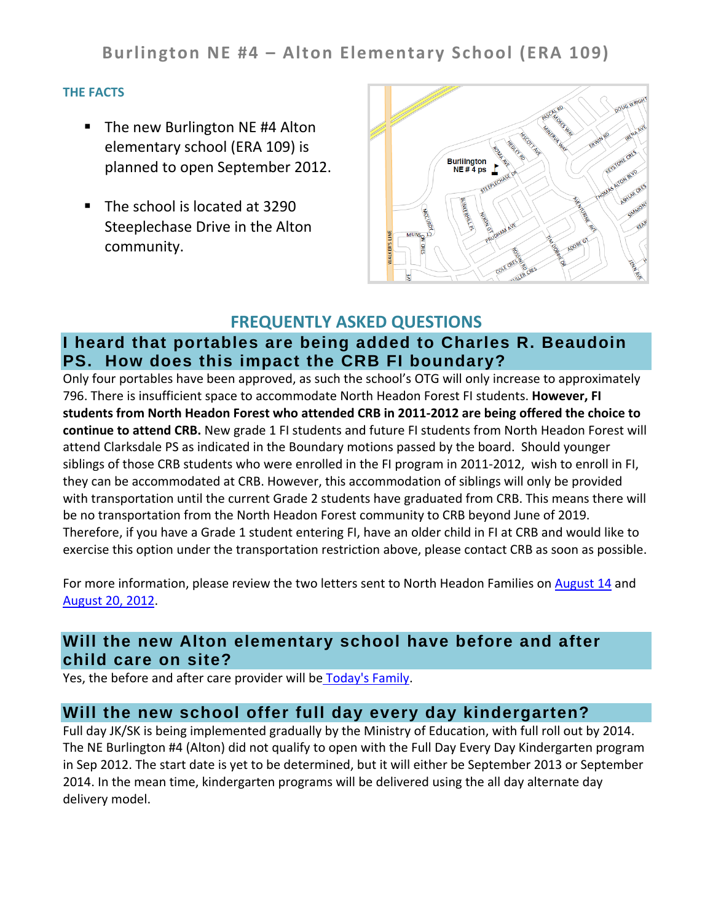# Burlington NE #4 – Alton Elementary School (ERA 109)

### THE FACTS

- The new Burlington NE #4 Alton elementary school (ERA 109) is planned to open September 2012.
- The school is located at 3290 Steeplechase Drive in the Alton community.

## FREQUENTLY ASKED QUESTIONS

### I heard that portables are being added to Charles R. Beaudoin PS. How does this impact the CRB FI boundary?

Only four portables have been approved, as such the school's OTG will only increase to approximately 796. There is insufficient space to accommodate North Headon Forest FI students. **However, FI students from North Headon Forest who attended CRB in 2011-2012 are being offered the choice to continue to attend CRB.** New grade 1 FI students and future FI students from North Headon Forest will attend Clarksdale PS as indicated in the Boundary motions passed by the board. Should younger siblings of those CRB students who were enrolled in the FI program in 2011-2012, wish to enroll in FI, they can be accommodated at CRB. However, this accommodation of siblings will only be provided with transportation until the current Grade 2 students have graduated from CRB. This means there will be no transportation from the North Headon Forest community to CRB beyond June of 2019. Therefore, if you have a Grade 1 student entering FI, have an older child in FI at CRB and would like to exercise this option under the transportation restriction above, please contact CRB as soon as possible.

For more information, please review the two letters sent to North Headon Families on August 14 and August 20, 2012.

### Will the new Alton elementary school have before and after child care on site?

Yes, the before and after care provider will be Today's Family.

### Will the new school offer full day every day kindergarten?

Full day JK/SK is being implemented gradually by the Ministry of Education, with full roll out by 2014. The NE Burlington #4 (Alton) did not qualify to open with the Full Day Every Day Kindergarten program in Sep 2012. The start date is yet to be determined, but it will either be September 2013 or September 2014. In the mean time, kindergarten programs will be delivered using the all day alternate day delivery model.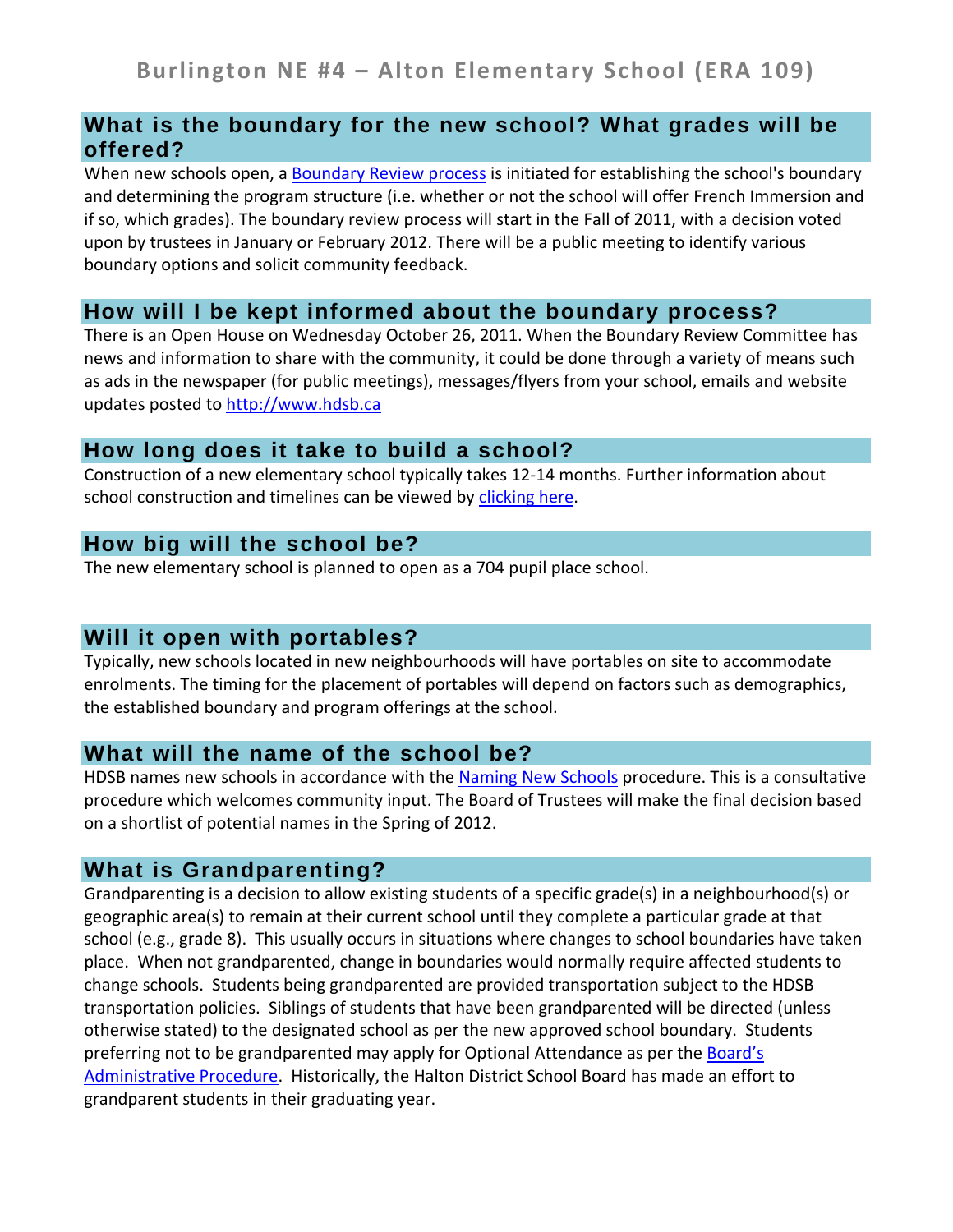# Burlington NE #4 – Alton Elementary School (ERA 109)

## What is the boundary for the new school? What grades will be offered?

When new schools open, a [Boundary Review process](Boundary Review process) is initiated for establishing the school's boundary and determining the program structure (i.e. whether or not the school will offer French Immersion and if so, which grades). The boundary review process will start in the Fall of 2011, with a decision voted upon by trustees in January or February 2012. There will be a public meeting to identify various boundary options and solicit community feedback.

## How will I be kept informed about the boundary process?

There is an Open House on Wednesday October 26, 2011. When the Boundary Review Committee has news and information to share with the community, it could be done through a variety of means such as ads in the newspaper (for public meetings), messages/flyers from your school, emails and website updates posted to [http://www.hdsb.ca](http://www.hdsb.ca)

## How long does it take to build a school?

Construction of a new elementary school typically takes 12-14 months. Further information about school construction and timelines can be viewed by clicking here.

## How big will the school be?

The new elementary school is planned to open as a 704 pupil place school.

## Will it open with portables?

Typically, new schools located in new neighbourhoods will have portables on site to accommodate enrolments. The timing for the placement of portables will depend on factors such as demographics, the established boundary and program offerings at the school.

## What will the name of the school be?

HDSB names new schools in accordance with the Naming New Schools procedure. This is a consultative procedure which welcomes community input. The Board of Trustees will make the final decision based on a shortlist of potential names in the Spring of 2012.

## What is Grandparenting?

Grandparenting is a decision to allow existing students of a specific grade(s) in a neighbourhood(s) or geographic area(s) to remain at their current school until they complete a particular grade at that school (e.g., grade 8). This usually occurs in situations where changes to school boundaries have taken place. When not grandparented, change in boundaries would normally require affected students to change schools. Students being grandparented are provided transportation subject to the HDSB transportation policies. Siblings of students that have been grandparented will be directed (unless otherwise stated) to the designated school as per the new approved school boundary. Students preferring not to be grandparented may apply for Optional Attendance as per the Board's Administrative Procedure. Historically, the Halton District School Board has made an effort to grandparent students in their graduating year.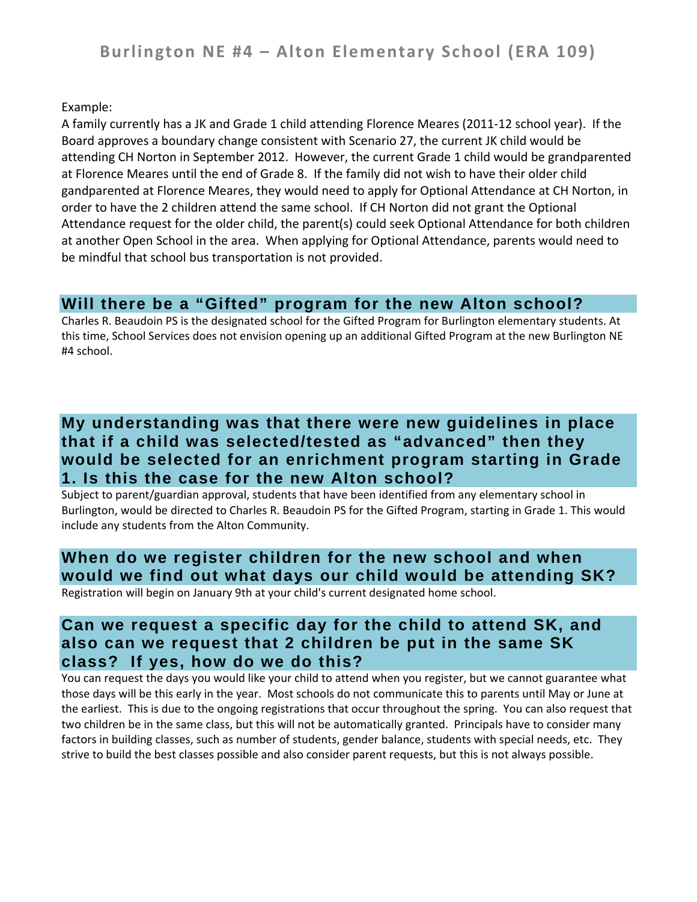# Burlington NE #4 – Alton Elementary School (ERA 109)

Example:
A family currently has a JK and Grade 1 child attending Florence Meares (2011-12 school year). If the Board approves a boundary change consistent with Scenario 27, the current JK child would be attending CH Norton in September 2012. However, the current Grade 1 child would be grandparented at Florence Meares until the end of Grade 8. If the family did not wish to have their older child gandparented at Florence Meares, they would need to apply for Optional Attendance at CH Norton, in order to have the 2 children attend the same school. If CH Norton did not grant the Optional Attendance request for the older child, the parent(s) could seek Optional Attendance for both children at another Open School in the area. When applying for Optional Attendance, parents would need to be mindful that school bus transportation is not provided.

## Will there be a "Gifted" program for the new Alton school?

Charles R. Beaudoin PS is the designated school for the Gifted Program for Burlington elementary students. At this time, School Services does not envision opening up an additional Gifted Program at the new Burlington NE #4 school.

## My understanding was that there were new guidelines in place that if a child was selected/tested as "advanced" then they would be selected for an enrichment program starting in Grade 1. Is this the case for the new Alton school?

Subject to parent/guardian approval, students that have been identified from any elementary school in Burlington, would be directed to Charles R. Beaudoin PS for the Gifted Program, starting in Grade 1. This would include any students from the Alton Community.

## When do we register children for the new school and when would we find out what days our child would be attending SK?

Registration will begin on January 9th at your child's current designated home school.

## Can we request a specific day for the child to attend SK, and also can we request that 2 children be put in the same SK class? If yes, how do we do this?

You can request the days you would like your child to attend when you register, but we cannot guarantee what those days will be this early in the year. Most schools do not communicate this to parents until May or June at the earliest. This is due to the ongoing registrations that occur throughout the spring. You can also request that two children be in the same class, but this will not be automatically granted. Principals have to consider many factors in building classes, such as number of students, gender balance, students with special needs, etc. They strive to build the best classes possible and also consider parent requests, but this is not always possible.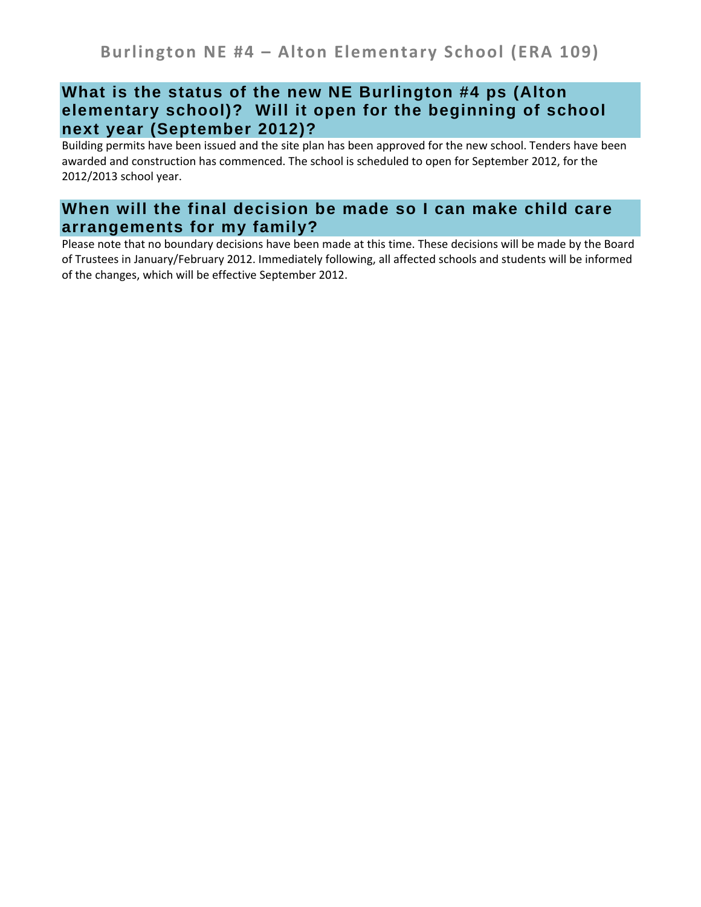# Burlington NE #4 – Alton Elementary School (ERA 109)

## What is the status of the new NE Burlington #4 ps (Alton elementary school)? Will it open for the beginning of school next year (September 2012)?

Building permits have been issued and the site plan has been approved for the new school. Tenders have been awarded and construction has commenced. The school is scheduled to open for September 2012, for the 2012/2013 school year.

## When will the final decision be made so I can make child care arrangements for my family?

Please note that no boundary decisions have been made at this time. These decisions will be made by the Board of Trustees in January/February 2012. Immediately following, all affected schools and students will be informed of the changes, which will be effective September 2012.